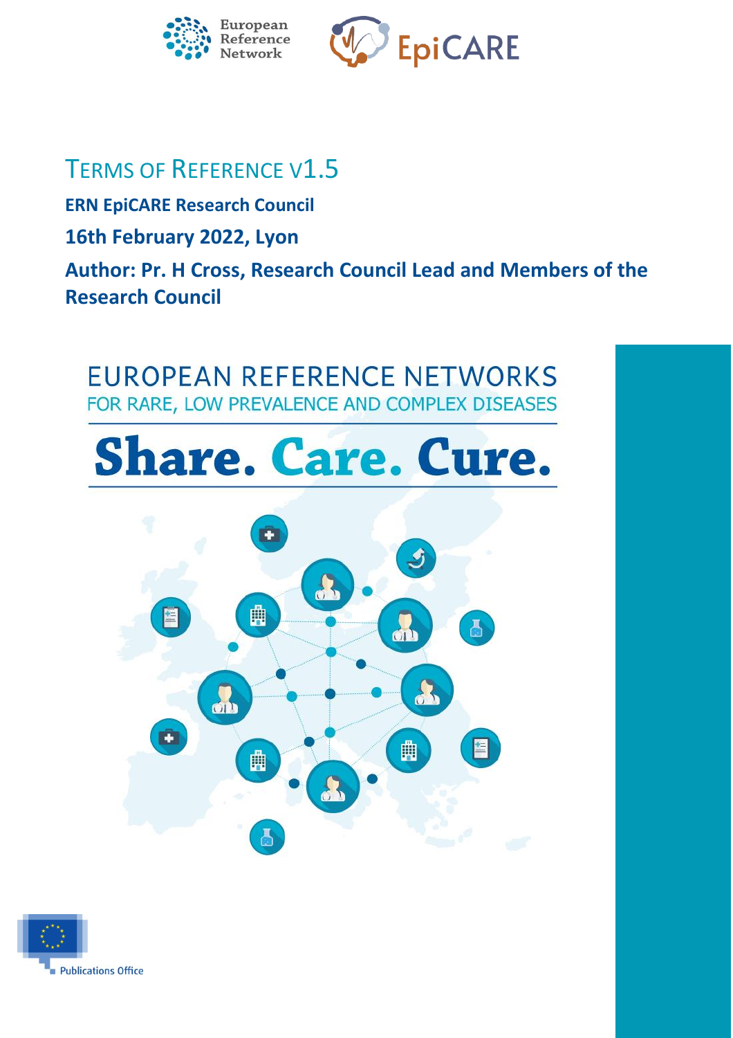European Reference Network

EpiCARE

# TERMS OF REFERENCE V1.5

**ERN EpiCARE Research Council**

**16th February 2022, Lyon**

**Author: Pr. H Cross, Research Council Lead and Members of the Research Council**

EUROPEAN REFERENCE NETWORKS

FOR RARE, LOW PREVALENCE AND COMPLEX DISEASES

**Share. Care. Cure.**

Publications Office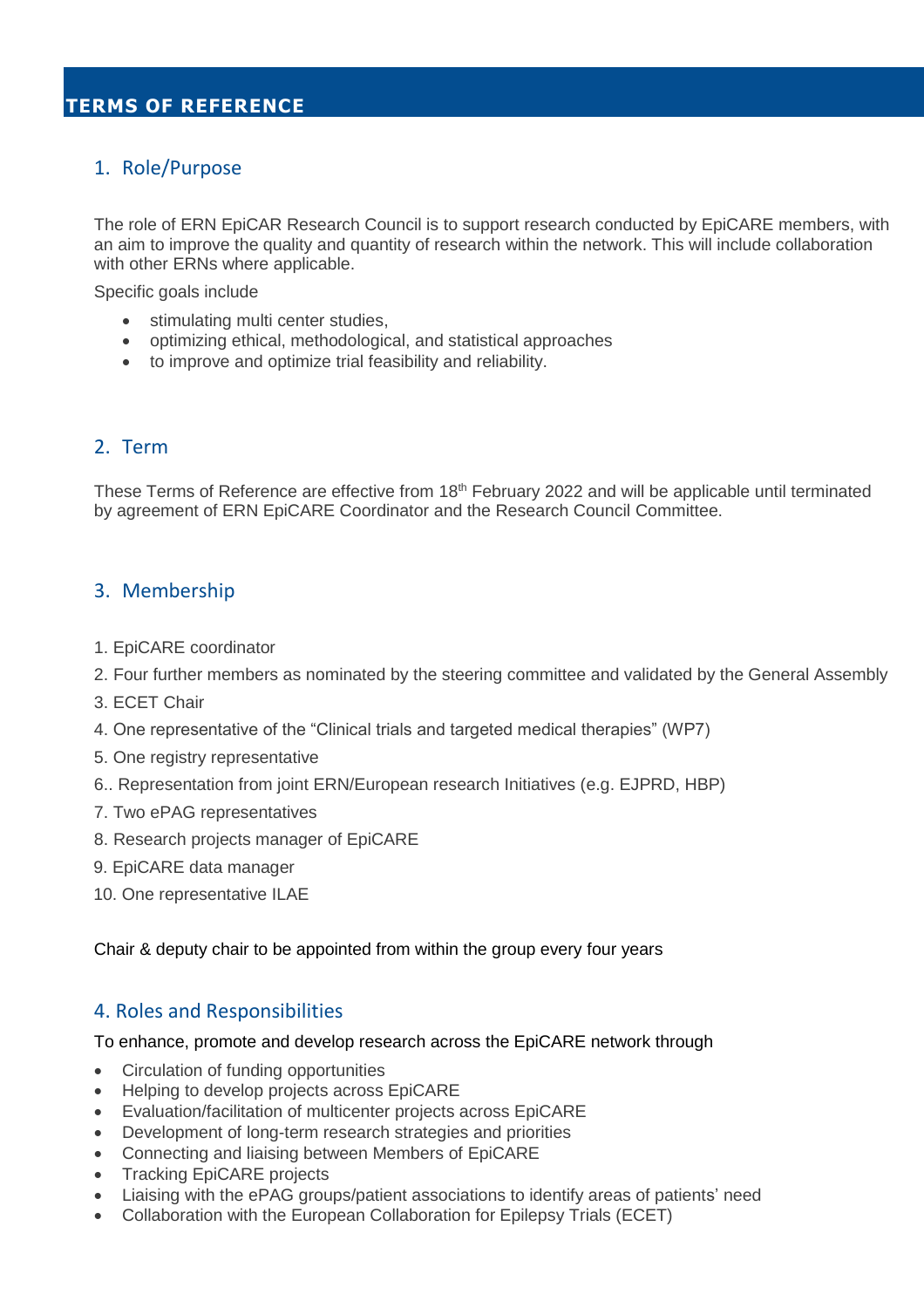# TERMS OF REFERENCE

## 1. Role/Purpose

The role of ERN EpiCAR Research Council is to support research conducted by EpiCARE members, with an aim to improve the quality and quantity of research within the network. This will include collaboration with other ERNs where applicable.

Specific goals include

- stimulating multi center studies,
- optimizing ethical, methodological, and statistical approaches
- to improve and optimize trial feasibility and reliability.

## 2. Term

These Terms of Reference are effective from 18th February 2022 and will be applicable until terminated by agreement of ERN EpiCARE Coordinator and the Research Council Committee.

## 3. Membership

1. EpiCARE coordinator
2. Four further members as nominated by the steering committee and validated by the General Assembly
3. ECET Chair
4. One representative of the "Clinical trials and targeted medical therapies" (WP7)
5. One registry representative
6. Representation from joint ERN/European research Initiatives (e.g. EJPRD, HBP)
7. Two ePAG representatives
8. Research projects manager of EpiCARE
9. EpiCARE data manager
10. One representative ILAE

Chair & deputy chair to be appointed from within the group every four years

## 4. Roles and Responsibilities

To enhance, promote and develop research across the EpiCARE network through

- Circulation of funding opportunities
- Helping to develop projects across EpiCARE
- Evaluation/facilitation of multicenter projects across EpiCARE
- Development of long-term research strategies and priorities
- Connecting and liaising between Members of EpiCARE
- Tracking EpiCARE projects
- Liaising with the ePAG groups/patient associations to identify areas of patients' need
- Collaboration with the European Collaboration for Epilepsy Trials (ECET)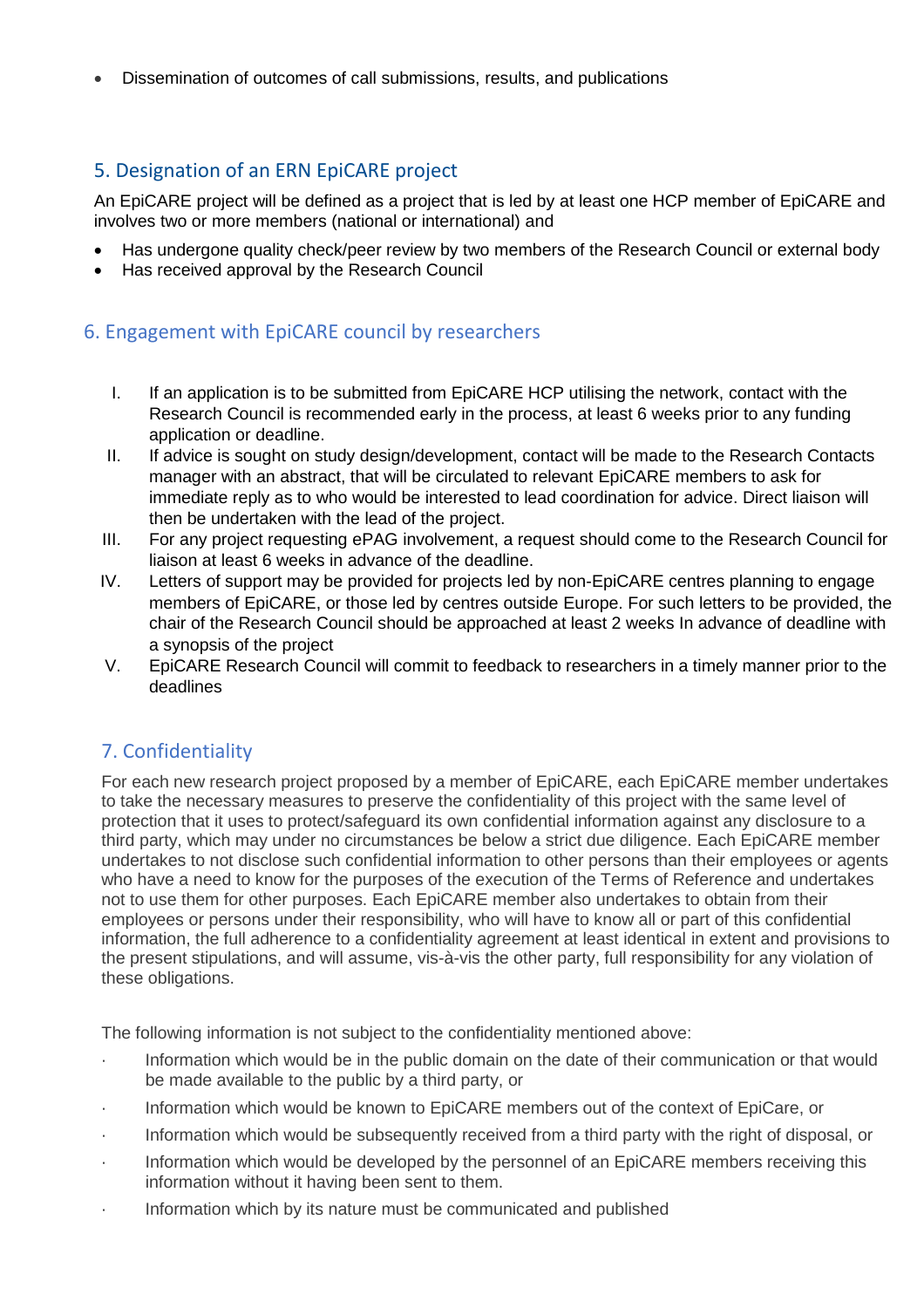- Dissemination of outcomes of call submissions, results, and publications

## 5. Designation of an ERN EpiCARE project

An EpiCARE project will be defined as a project that is led by at least one HCP member of EpiCARE and involves two or more members (national or international) and

- Has undergone quality check/peer review by two members of the Research Council or external body
- Has received approval by the Research Council

## 6. Engagement with EpiCARE council by researchers

I. If an application is to be submitted from EpiCARE HCP utilising the network, contact with the Research Council is recommended early in the process, at least 6 weeks prior to any funding application or deadline.

II. If advice is sought on study design/development, contact will be made to the Research Contacts manager with an abstract, that will be circulated to relevant EpiCARE members to ask for immediate reply as to who would be interested to lead coordination for advice. Direct liaison will then be undertaken with the lead of the project.

III. For any project requesting ePAG involvement, a request should come to the Research Council for liaison at least 6 weeks in advance of the deadline.

IV. Letters of support may be provided for projects led by non-EpiCARE centres planning to engage members of EpiCARE, or those led by centres outside Europe. For such letters to be provided, the chair of the Research Council should be approached at least 2 weeks In advance of deadline with a synopsis of the project

V. EpiCARE Research Council will commit to feedback to researchers in a timely manner prior to the deadlines

## 7. Confidentiality

For each new research project proposed by a member of EpiCARE, each EpiCARE member undertakes to take the necessary measures to preserve the confidentiality of this project with the same level of protection that it uses to protect/safeguard its own confidential information against any disclosure to a third party, which may under no circumstances be below a strict due diligence. Each EpiCARE member undertakes to not disclose such confidential information to other persons than their employees or agents who have a need to know for the purposes of the execution of the Terms of Reference and undertakes not to use them for other purposes. Each EpiCARE member also undertakes to obtain from their employees or persons under their responsibility, who will have to know all or part of this confidential information, the full adherence to a confidentiality agreement at least identical in extent and provisions to the present stipulations, and will assume, vis-à-vis the other party, full responsibility for any violation of these obligations.

The following information is not subject to the confidentiality mentioned above:

- Information which would be in the public domain on the date of their communication or that would be made available to the public by a third party, or
- Information which would be known to EpiCARE members out of the context of EpiCare, or
- Information which would be subsequently received from a third party with the right of disposal, or
- Information which would be developed by the personnel of an EpiCARE members receiving this information without it having been sent to them.
- Information which by its nature must be communicated and published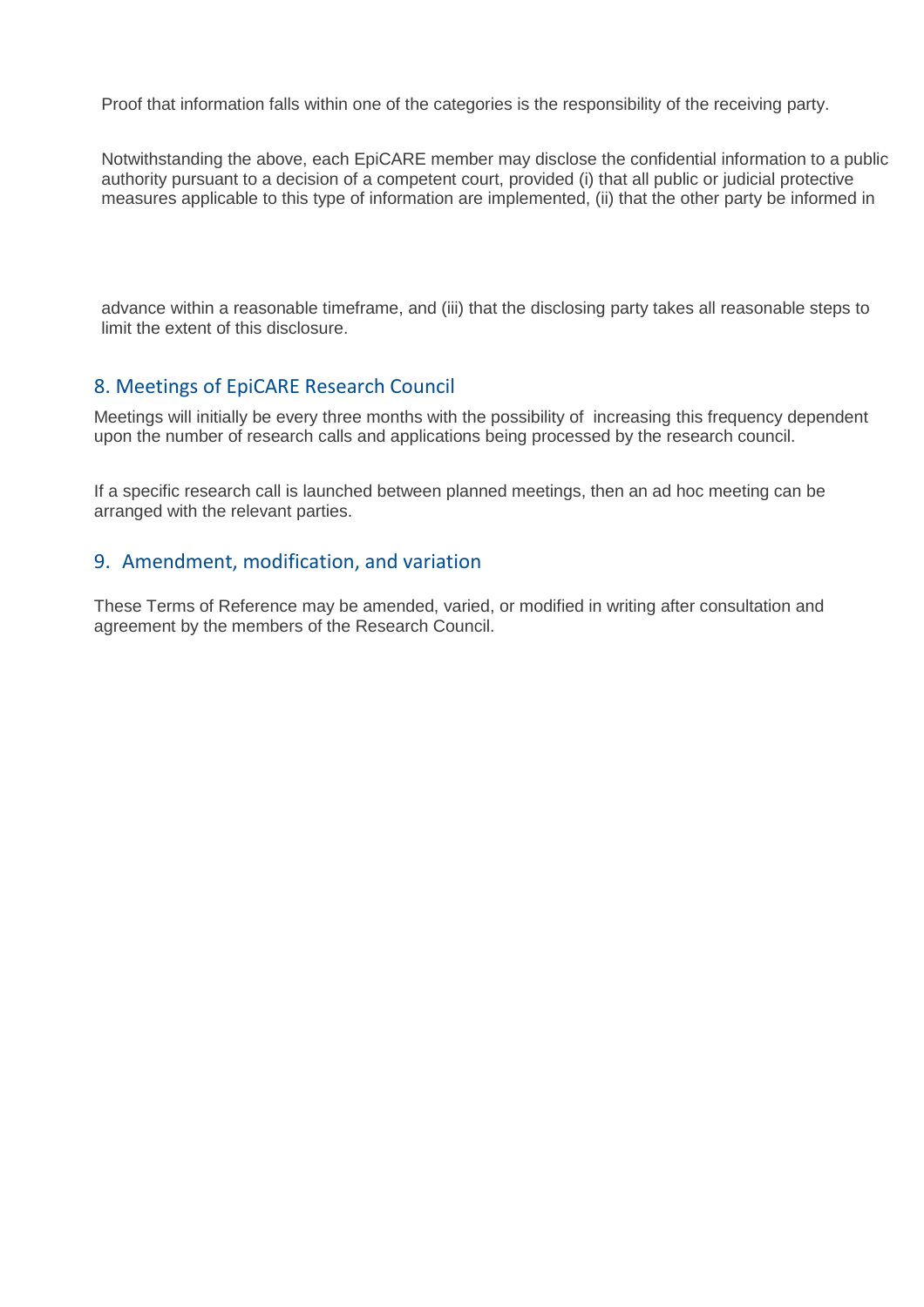Proof that information falls within one of the categories is the responsibility of the receiving party.

Notwithstanding the above, each EpiCARE member may disclose the confidential information to a public authority pursuant to a decision of a competent court, provided (i) that all public or judicial protective measures applicable to this type of information are implemented, (ii) that the other party be informed in advance within a reasonable timeframe, and (iii) that the disclosing party takes all reasonable steps to limit the extent of this disclosure.

## 8. Meetings of EpiCARE Research Council

Meetings will initially be every three months with the possibility of increasing this frequency dependent upon the number of research calls and applications being processed by the research council.

If a specific research call is launched between planned meetings, then an ad hoc meeting can be arranged with the relevant parties.

## 9. Amendment, modification, and variation

These Terms of Reference may be amended, varied, or modified in writing after consultation and agreement by the members of the Research Council.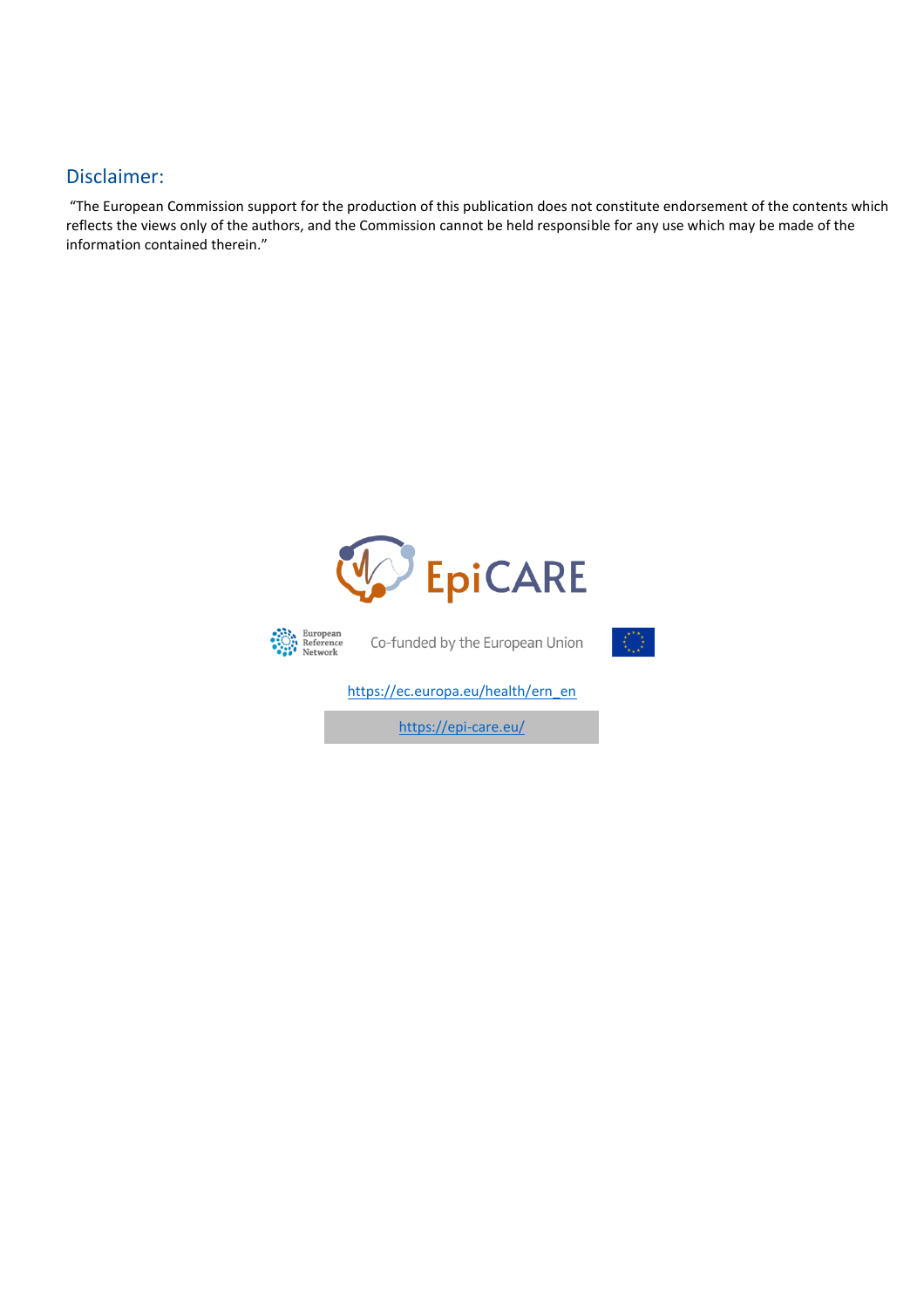## Disclaimer:

"The European Commission support for the production of this publication does not constitute endorsement of the contents which reflects the views only of the authors, and the Commission cannot be held responsible for any use which may be made of the information contained therein."

EpiCARE

European Reference Network

Co-funded by the European Union

https://ec.europa.eu/health/ern_en

https://epi-care.eu/